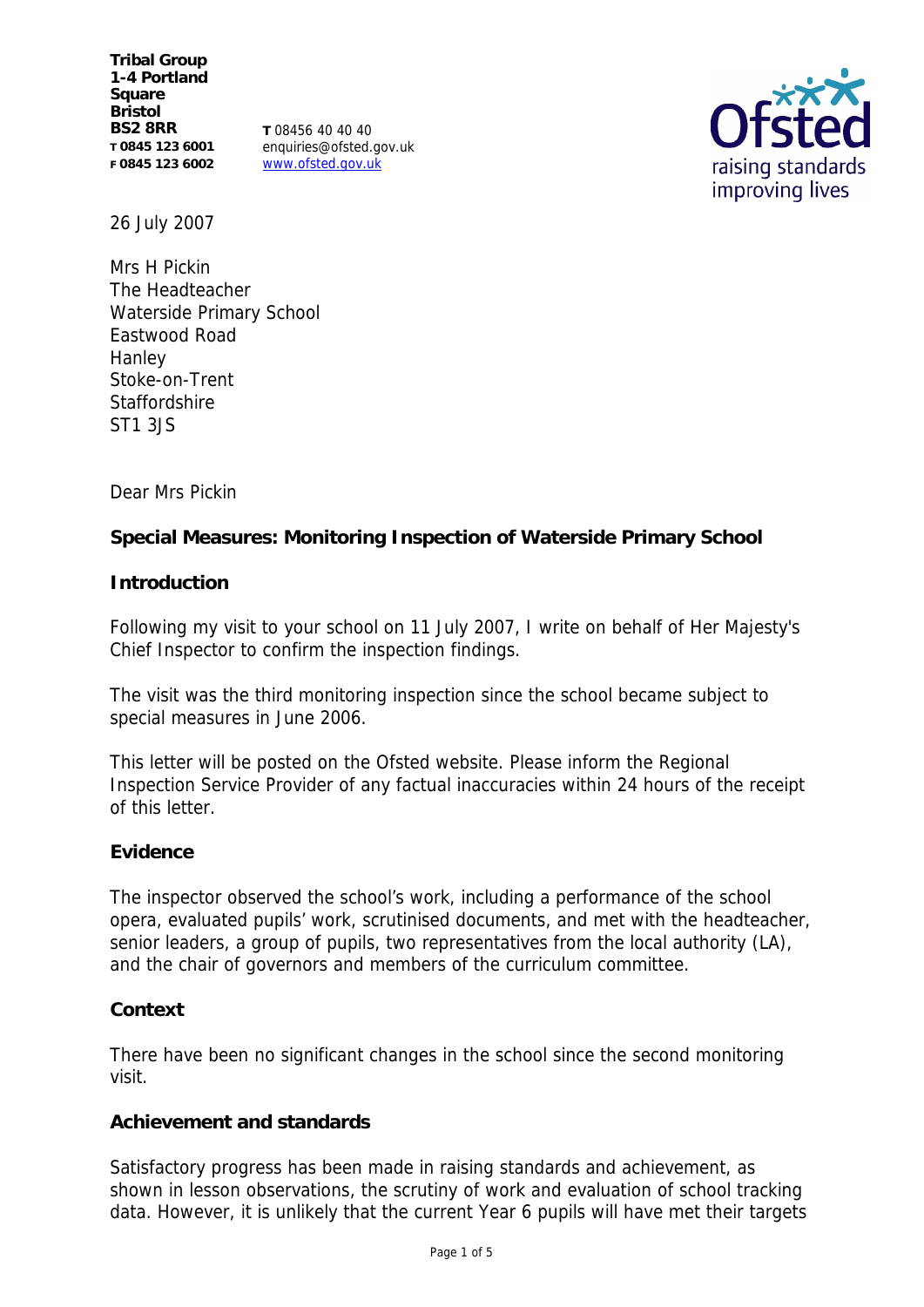**Tribal Group**
**1-4 Portland Square**
**Bristol**
**BS2 8RR**
**T 0845 123 6001**
**F 0845 123 6002**

**T** 08456 40 40 40
enquiries@ofsted.gov.uk
www.ofsted.gov.uk

26 July 2007

Mrs H Pickin
The Headteacher
Waterside Primary School
Eastwood Road
Hanley
Stoke-on-Trent
Staffordshire
ST1 3JS

Dear Mrs Pickin

**Special Measures: Monitoring Inspection of Waterside Primary School**

**Introduction**

Following my visit to your school on 11 July 2007, I write on behalf of Her Majesty's Chief Inspector to confirm the inspection findings.

The visit was the third monitoring inspection since the school became subject to special measures in June 2006.

This letter will be posted on the Ofsted website. Please inform the Regional Inspection Service Provider of any factual inaccuracies within 24 hours of the receipt of this letter.

**Evidence**

The inspector observed the school's work, including a performance of the school opera, evaluated pupils' work, scrutinised documents, and met with the headteacher, senior leaders, a group of pupils, two representatives from the local authority (LA), and the chair of governors and members of the curriculum committee.

**Context**

There have been no significant changes in the school since the second monitoring visit.

**Achievement and standards**

Satisfactory progress has been made in raising standards and achievement, as shown in lesson observations, the scrutiny of work and evaluation of school tracking data. However, it is unlikely that the current Year 6 pupils will have met their targets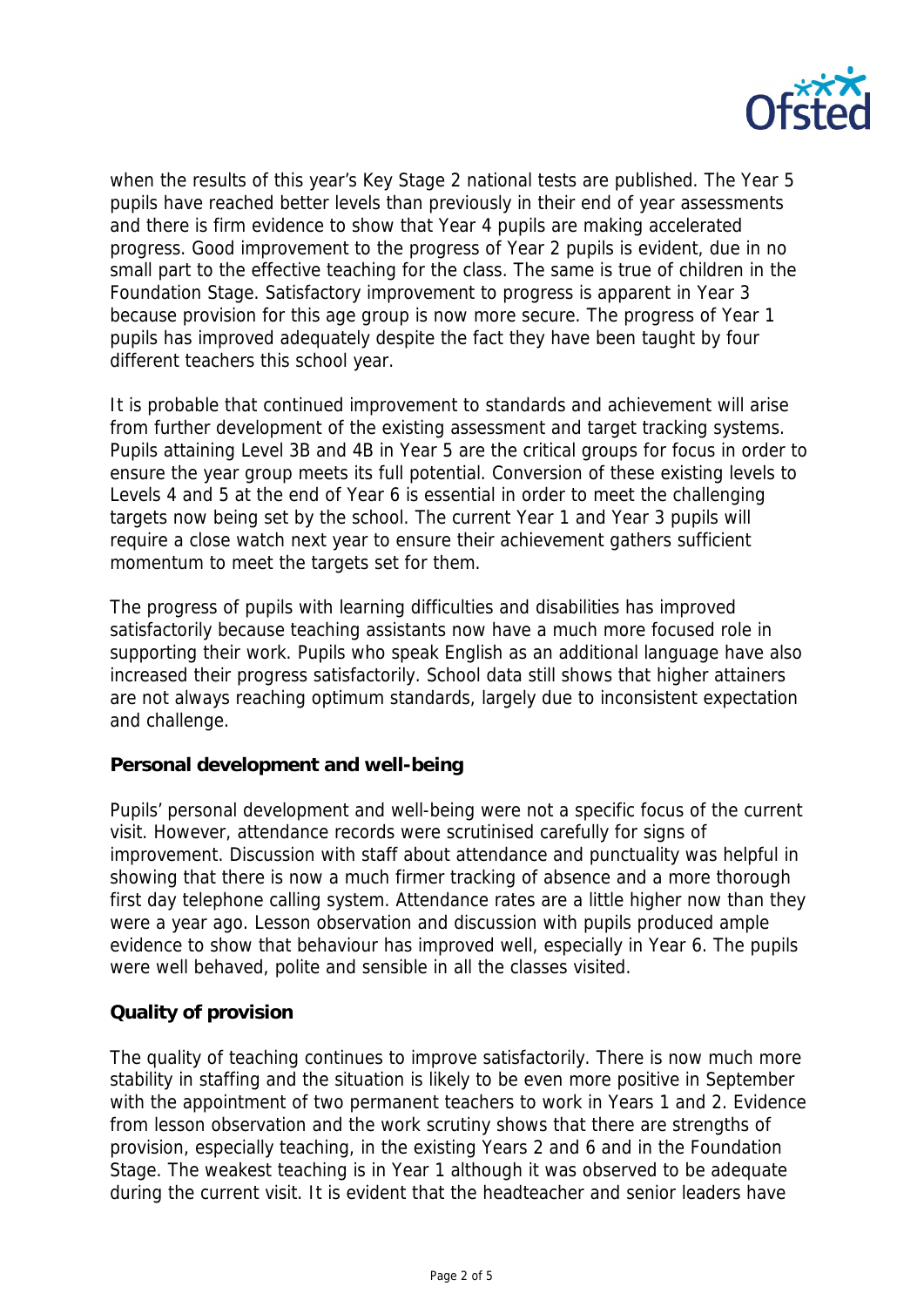when the results of this year's Key Stage 2 national tests are published. The Year 5 pupils have reached better levels than previously in their end of year assessments and there is firm evidence to show that Year 4 pupils are making accelerated progress. Good improvement to the progress of Year 2 pupils is evident, due in no small part to the effective teaching for the class. The same is true of children in the Foundation Stage. Satisfactory improvement to progress is apparent in Year 3 because provision for this age group is now more secure. The progress of Year 1 pupils has improved adequately despite the fact they have been taught by four different teachers this school year.

It is probable that continued improvement to standards and achievement will arise from further development of the existing assessment and target tracking systems. Pupils attaining Level 3B and 4B in Year 5 are the critical groups for focus in order to ensure the year group meets its full potential. Conversion of these existing levels to Levels 4 and 5 at the end of Year 6 is essential in order to meet the challenging targets now being set by the school. The current Year 1 and Year 3 pupils will require a close watch next year to ensure their achievement gathers sufficient momentum to meet the targets set for them.

The progress of pupils with learning difficulties and disabilities has improved satisfactorily because teaching assistants now have a much more focused role in supporting their work. Pupils who speak English as an additional language have also increased their progress satisfactorily. School data still shows that higher attainers are not always reaching optimum standards, largely due to inconsistent expectation and challenge.

**Personal development and well-being**

Pupils' personal development and well-being were not a specific focus of the current visit. However, attendance records were scrutinised carefully for signs of improvement. Discussion with staff about attendance and punctuality was helpful in showing that there is now a much firmer tracking of absence and a more thorough first day telephone calling system. Attendance rates are a little higher now than they were a year ago. Lesson observation and discussion with pupils produced ample evidence to show that behaviour has improved well, especially in Year 6. The pupils were well behaved, polite and sensible in all the classes visited.

**Quality of provision**

The quality of teaching continues to improve satisfactorily. There is now much more stability in staffing and the situation is likely to be even more positive in September with the appointment of two permanent teachers to work in Years 1 and 2. Evidence from lesson observation and the work scrutiny shows that there are strengths of provision, especially teaching, in the existing Years 2 and 6 and in the Foundation Stage. The weakest teaching is in Year 1 although it was observed to be adequate during the current visit. It is evident that the headteacher and senior leaders have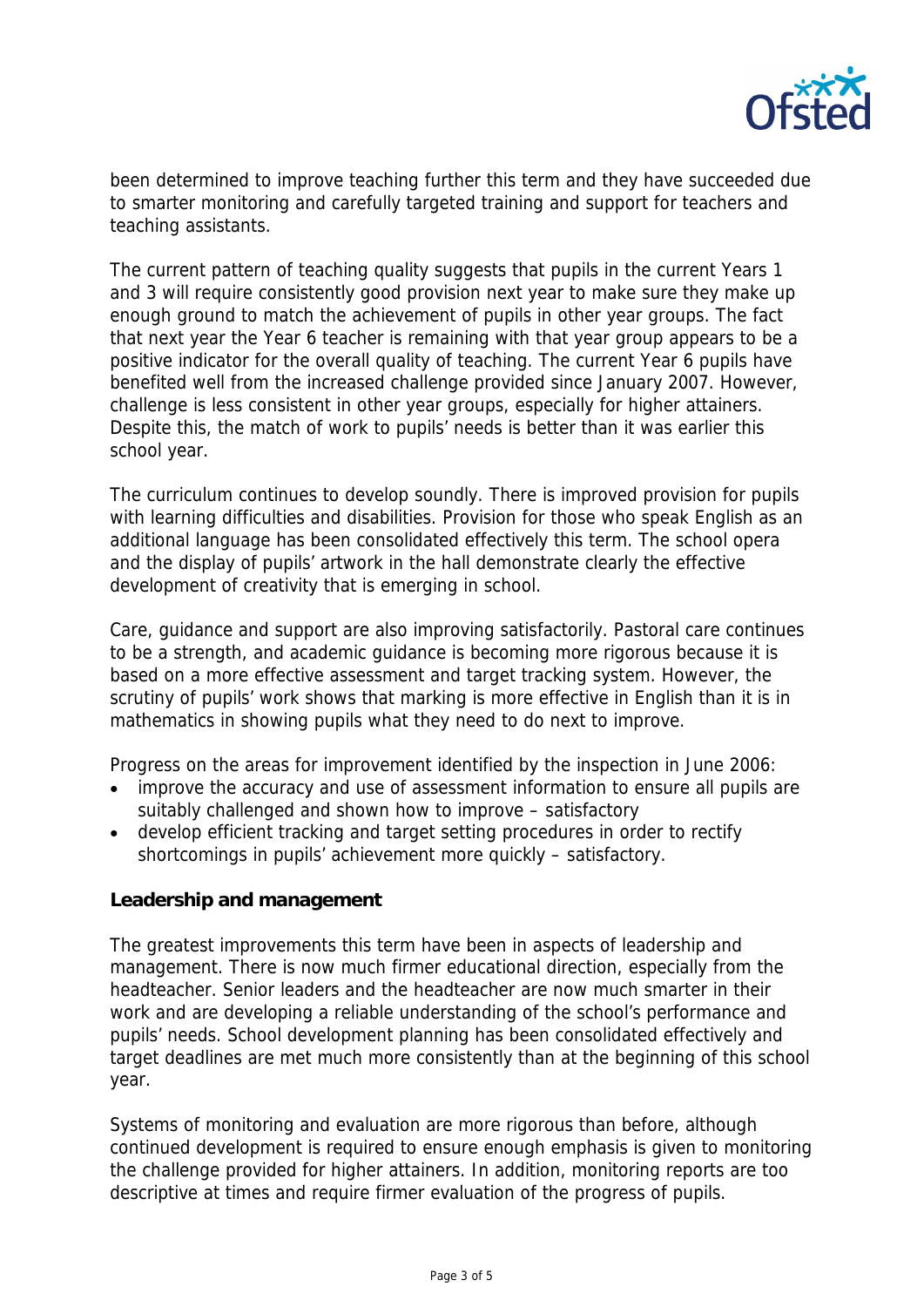been determined to improve teaching further this term and they have succeeded due to smarter monitoring and carefully targeted training and support for teachers and teaching assistants.

The current pattern of teaching quality suggests that pupils in the current Years 1 and 3 will require consistently good provision next year to make sure they make up enough ground to match the achievement of pupils in other year groups. The fact that next year the Year 6 teacher is remaining with that year group appears to be a positive indicator for the overall quality of teaching. The current Year 6 pupils have benefited well from the increased challenge provided since January 2007. However, challenge is less consistent in other year groups, especially for higher attainers. Despite this, the match of work to pupils' needs is better than it was earlier this school year.

The curriculum continues to develop soundly. There is improved provision for pupils with learning difficulties and disabilities. Provision for those who speak English as an additional language has been consolidated effectively this term. The school opera and the display of pupils' artwork in the hall demonstrate clearly the effective development of creativity that is emerging in school.

Care, guidance and support are also improving satisfactorily. Pastoral care continues to be a strength, and academic guidance is becoming more rigorous because it is based on a more effective assessment and target tracking system. However, the scrutiny of pupils' work shows that marking is more effective in English than it is in mathematics in showing pupils what they need to do next to improve.

Progress on the areas for improvement identified by the inspection in June 2006:

- improve the accuracy and use of assessment information to ensure all pupils are suitably challenged and shown how to improve – satisfactory
- develop efficient tracking and target setting procedures in order to rectify shortcomings in pupils' achievement more quickly – satisfactory.

**Leadership and management**

The greatest improvements this term have been in aspects of leadership and management. There is now much firmer educational direction, especially from the headteacher. Senior leaders and the headteacher are now much smarter in their work and are developing a reliable understanding of the school's performance and pupils' needs. School development planning has been consolidated effectively and target deadlines are met much more consistently than at the beginning of this school year.

Systems of monitoring and evaluation are more rigorous than before, although continued development is required to ensure enough emphasis is given to monitoring the challenge provided for higher attainers. In addition, monitoring reports are too descriptive at times and require firmer evaluation of the progress of pupils.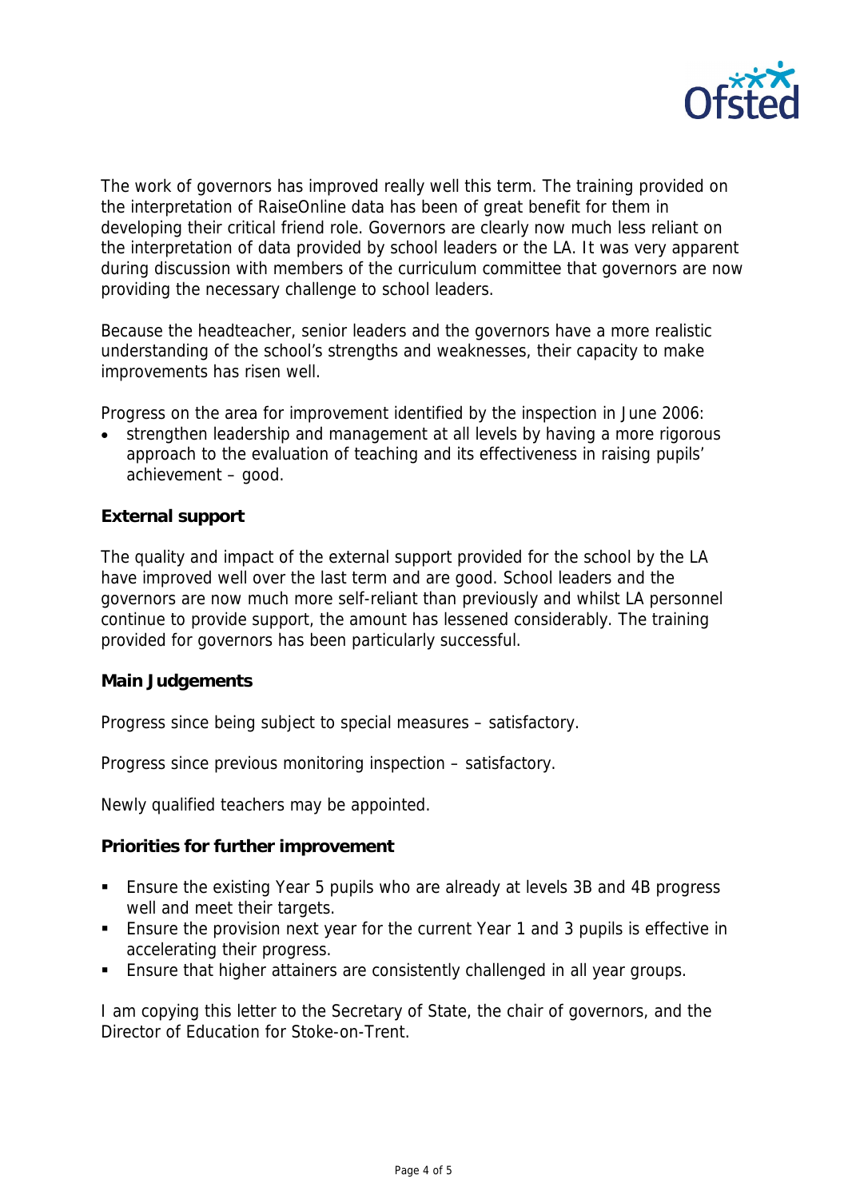The work of governors has improved really well this term. The training provided on the interpretation of RaiseOnline data has been of great benefit for them in developing their critical friend role. Governors are clearly now much less reliant on the interpretation of data provided by school leaders or the LA. It was very apparent during discussion with members of the curriculum committee that governors are now providing the necessary challenge to school leaders.

Because the headteacher, senior leaders and the governors have a more realistic understanding of the school's strengths and weaknesses, their capacity to make improvements has risen well.

Progress on the area for improvement identified by the inspection in June 2006:

- strengthen leadership and management at all levels by having a more rigorous approach to the evaluation of teaching and its effectiveness in raising pupils' achievement – good.

**External support**

The quality and impact of the external support provided for the school by the LA have improved well over the last term and are good. School leaders and the governors are now much more self-reliant than previously and whilst LA personnel continue to provide support, the amount has lessened considerably. The training provided for governors has been particularly successful.

**Main Judgements**

Progress since being subject to special measures – satisfactory.

Progress since previous monitoring inspection – satisfactory.

Newly qualified teachers may be appointed.

**Priorities for further improvement**

- Ensure the existing Year 5 pupils who are already at levels 3B and 4B progress well and meet their targets.
- Ensure the provision next year for the current Year 1 and 3 pupils is effective in accelerating their progress.
- Ensure that higher attainers are consistently challenged in all year groups.

I am copying this letter to the Secretary of State, the chair of governors, and the Director of Education for Stoke-on-Trent.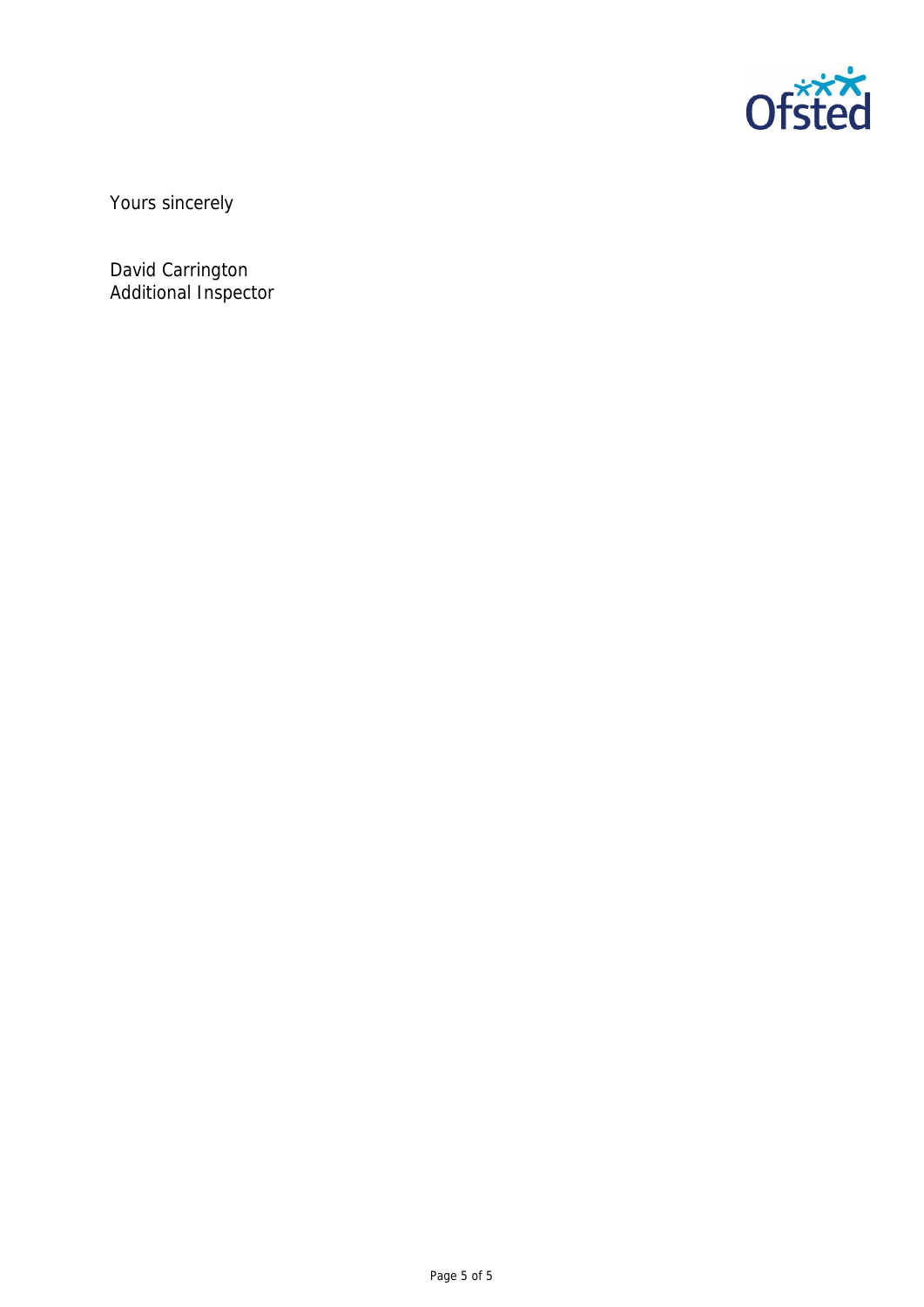Yours sincerely

David Carrington
Additional Inspector